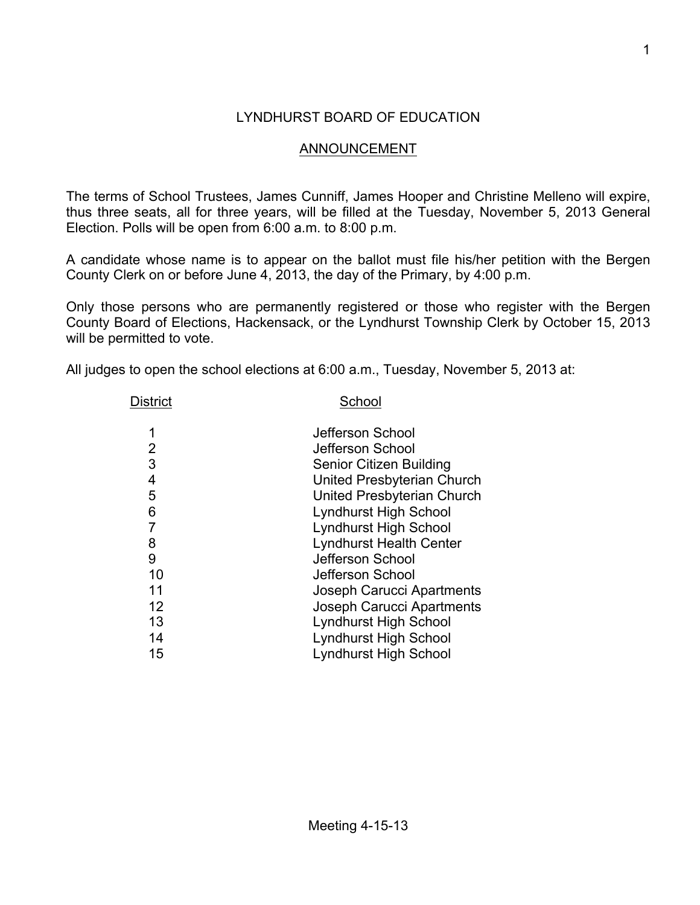# LYNDHURST BOARD OF EDUCATION

## ANNOUNCEMENT

The terms of School Trustees, James Cunniff, James Hooper and Christine Melleno will expire, thus three seats, all for three years, will be filled at the Tuesday, November 5, 2013 General Election. Polls will be open from 6:00 a.m. to 8:00 p.m.

A candidate whose name is to appear on the ballot must file his/her petition with the Bergen County Clerk on or before June 4, 2013, the day of the Primary, by 4:00 p.m.

Only those persons who are permanently registered or those who register with the Bergen County Board of Elections, Hackensack, or the Lyndhurst Township Clerk by October 15, 2013 will be permitted to vote.

All judges to open the school elections at 6:00 a.m., Tuesday, November 5, 2013 at:

| District | School |
|---|---|
| 1 | Jefferson School |
| 2 | Jefferson School |
| 3 | Senior Citizen Building |
| 4 | United Presbyterian Church |
| 5 | United Presbyterian Church |
| 6 | Lyndhurst High School |
| 7 | Lyndhurst High School |
| 8 | Lyndhurst Health Center |
| 9 | Jefferson School |
| 10 | Jefferson School |
| 11 | Joseph Carucci Apartments |
| 12 | Joseph Carucci Apartments |
| 13 | Lyndhurst High School |
| 14 | Lyndhurst High School |
| 15 | Lyndhurst High School |

Meeting 4-15-13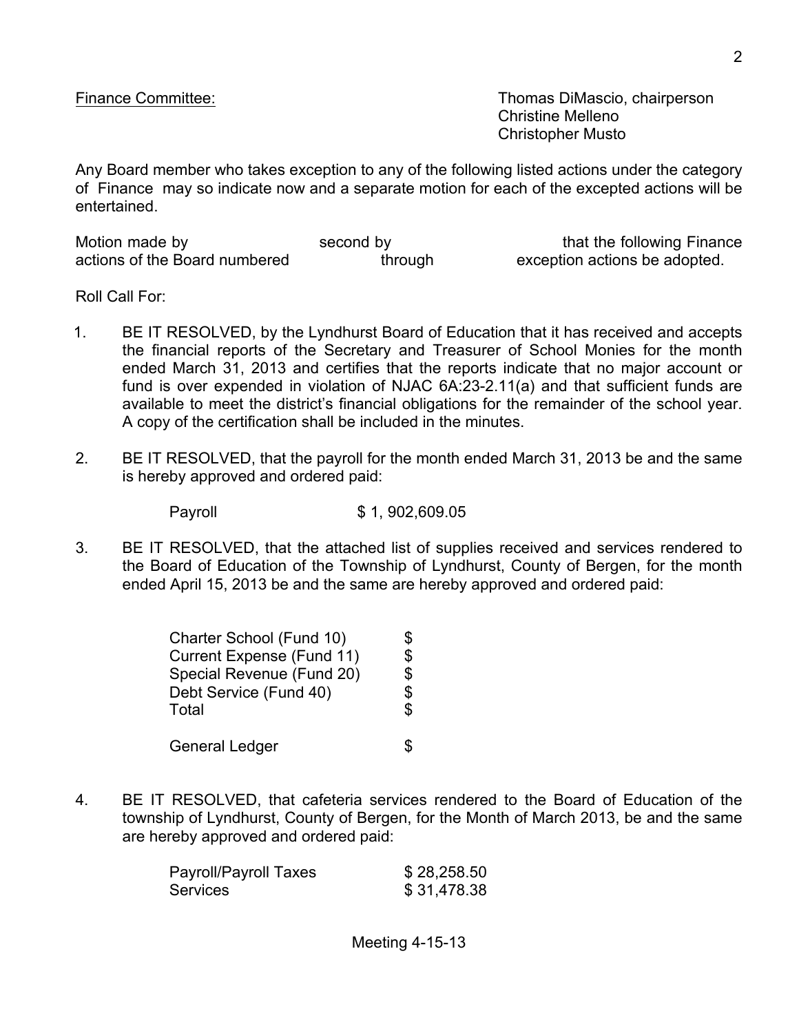Finance Committee: Thomas DiMascio, chairperson
Christine Melleno
Christopher Musto

Any Board member who takes exception to any of the following listed actions under the category of Finance may so indicate now and a separate motion for each of the excepted actions will be entertained.

Motion made by second by that the following Finance actions of the Board numbered through exception actions be adopted.

Roll Call For:

1. BE IT RESOLVED, by the Lyndhurst Board of Education that it has received and accepts the financial reports of the Secretary and Treasurer of School Monies for the month ended March 31, 2013 and certifies that the reports indicate that no major account or fund is over expended in violation of NJAC 6A:23-2.11(a) and that sufficient funds are available to meet the district's financial obligations for the remainder of the school year. A copy of the certification shall be included in the minutes.

2. BE IT RESOLVED, that the payroll for the month ended March 31, 2013 be and the same is hereby approved and ordered paid:

   Payroll $ 1, 902,609.05

3. BE IT RESOLVED, that the attached list of supplies received and services rendered to the Board of Education of the Township of Lyndhurst, County of Bergen, for the month ended April 15, 2013 be and the same are hereby approved and ordered paid:

| | |
|---|---|
| Charter School (Fund 10) | $ |
| Current Expense (Fund 11) | $ |
| Special Revenue (Fund 20) | $ |
| Debt Service (Fund 40) | $ |
| Total | $ |
| General Ledger | $ |

4. BE IT RESOLVED, that cafeteria services rendered to the Board of Education of the township of Lyndhurst, County of Bergen, for the Month of March 2013, be and the same are hereby approved and ordered paid:

| | |
|---|---|
| Payroll/Payroll Taxes | $ 28,258.50 |
| Services | $ 31,478.38 |

Meeting 4-15-13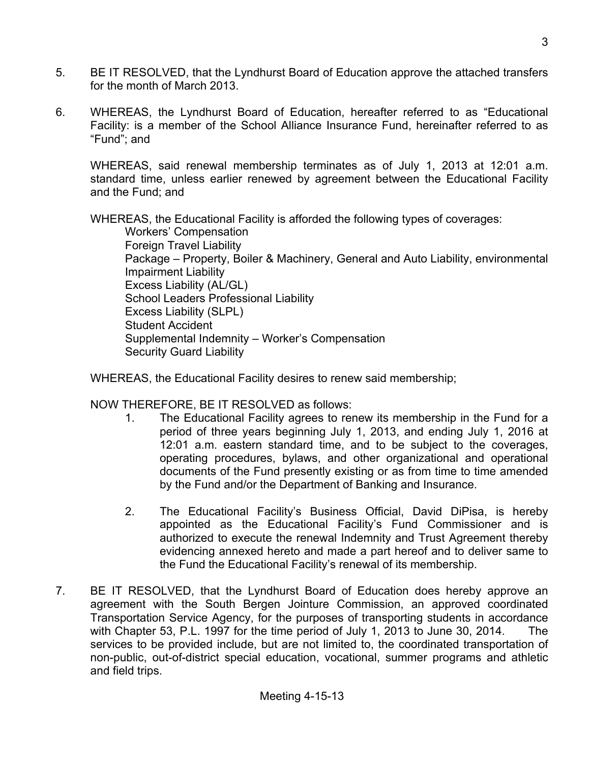5. BE IT RESOLVED, that the Lyndhurst Board of Education approve the attached transfers for the month of March 2013.

6. WHEREAS, the Lyndhurst Board of Education, hereafter referred to as "Educational Facility: is a member of the School Alliance Insurance Fund, hereinafter referred to as "Fund"; and

   WHEREAS, said renewal membership terminates as of July 1, 2013 at 12:01 a.m. standard time, unless earlier renewed by agreement between the Educational Facility and the Fund; and

   WHEREAS, the Educational Facility is afforded the following types of coverages:

   Workers' Compensation
   Foreign Travel Liability
   Package – Property, Boiler & Machinery, General and Auto Liability, environmental Impairment Liability
   Excess Liability (AL/GL)
   School Leaders Professional Liability
   Excess Liability (SLPL)
   Student Accident
   Supplemental Indemnity – Worker's Compensation
   Security Guard Liability

   WHEREAS, the Educational Facility desires to renew said membership;

   NOW THEREFORE, BE IT RESOLVED as follows:

   1. The Educational Facility agrees to renew its membership in the Fund for a period of three years beginning July 1, 2013, and ending July 1, 2016 at 12:01 a.m. eastern standard time, and to be subject to the coverages, operating procedures, bylaws, and other organizational and operational documents of the Fund presently existing or as from time to time amended by the Fund and/or the Department of Banking and Insurance.

   2. The Educational Facility's Business Official, David DiPisa, is hereby appointed as the Educational Facility's Fund Commissioner and is authorized to execute the renewal Indemnity and Trust Agreement thereby evidencing annexed hereto and made a part hereof and to deliver same to the Fund the Educational Facility's renewal of its membership.

7. BE IT RESOLVED, that the Lyndhurst Board of Education does hereby approve an agreement with the South Bergen Jointure Commission, an approved coordinated Transportation Service Agency, for the purposes of transporting students in accordance with Chapter 53, P.L. 1997 for the time period of July 1, 2013 to June 30, 2014. The services to be provided include, but are not limited to, the coordinated transportation of non-public, out-of-district special education, vocational, summer programs and athletic and field trips.

Meeting 4-15-13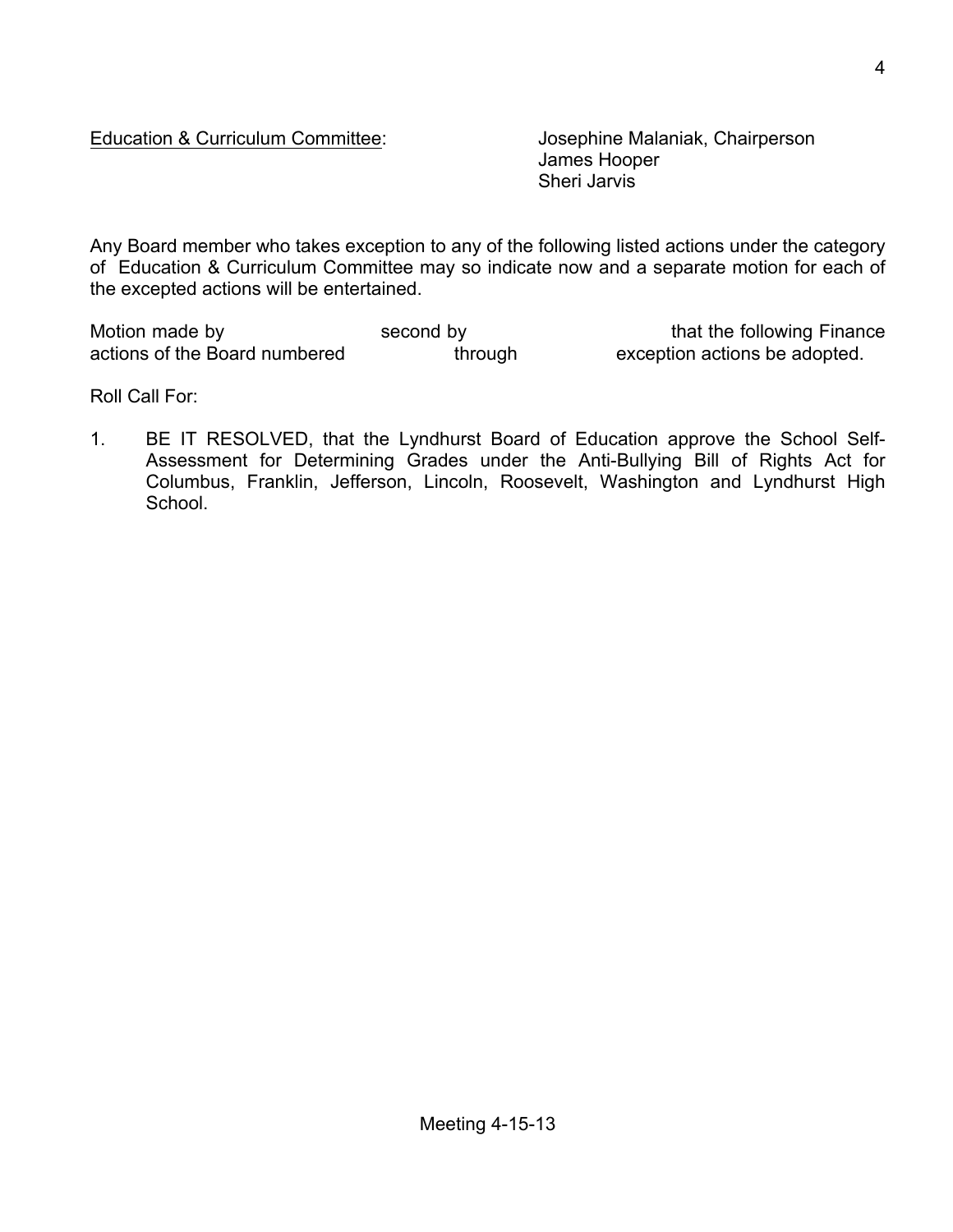Education & Curriculum Committee: Josephine Malaniak, Chairperson
James Hooper
Sheri Jarvis

Any Board member who takes exception to any of the following listed actions under the category of Education & Curriculum Committee may so indicate now and a separate motion for each of the excepted actions will be entertained.

Motion made by second by that the following Finance actions of the Board numbered through exception actions be adopted.

Roll Call For:

1. BE IT RESOLVED, that the Lyndhurst Board of Education approve the School Self-Assessment for Determining Grades under the Anti-Bullying Bill of Rights Act for Columbus, Franklin, Jefferson, Lincoln, Roosevelt, Washington and Lyndhurst High School.

Meeting 4-15-13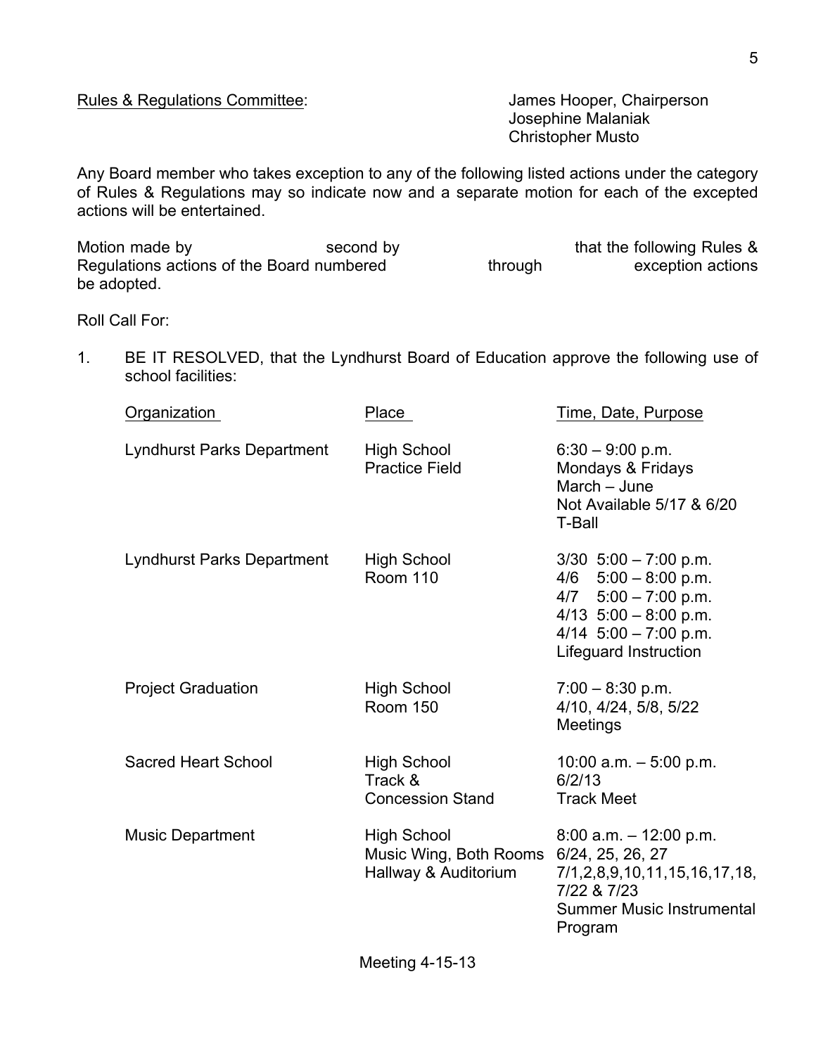Rules & Regulations Committee: James Hooper, Chairperson
Josephine Malaniak
Christopher Musto

Any Board member who takes exception to any of the following listed actions under the category of Rules & Regulations may so indicate now and a separate motion for each of the excepted actions will be entertained.

Motion made by second by that the following Rules & Regulations actions of the Board numbered through exception actions be adopted.

Roll Call For:

1. BE IT RESOLVED, that the Lyndhurst Board of Education approve the following use of school facilities:

| Organization | Place | Time, Date, Purpose |
|---|---|---|
| Lyndhurst Parks Department | High School Practice Field | 6:30 – 9:00 p.m. Mondays & Fridays March – June Not Available 5/17 & 6/20 T-Ball |
| Lyndhurst Parks Department | High School Room 110 | 3/30 5:00 – 7:00 p.m. 4/6 5:00 – 8:00 p.m. 4/7 5:00 – 7:00 p.m. 4/13 5:00 – 8:00 p.m. 4/14 5:00 – 7:00 p.m. Lifeguard Instruction |
| Project Graduation | High School Room 150 | 7:00 – 8:30 p.m. 4/10, 4/24, 5/8, 5/22 Meetings |
| Sacred Heart School | High School Track & Concession Stand | 10:00 a.m. – 5:00 p.m. 6/2/13 Track Meet |
| Music Department | High School Music Wing, Both Rooms Hallway & Auditorium | 8:00 a.m. – 12:00 p.m. 6/24, 25, 26, 27 7/1,2,8,9,10,11,15,16,17,18, 7/22 & 7/23 Summer Music Instrumental Program |

Meeting 4-15-13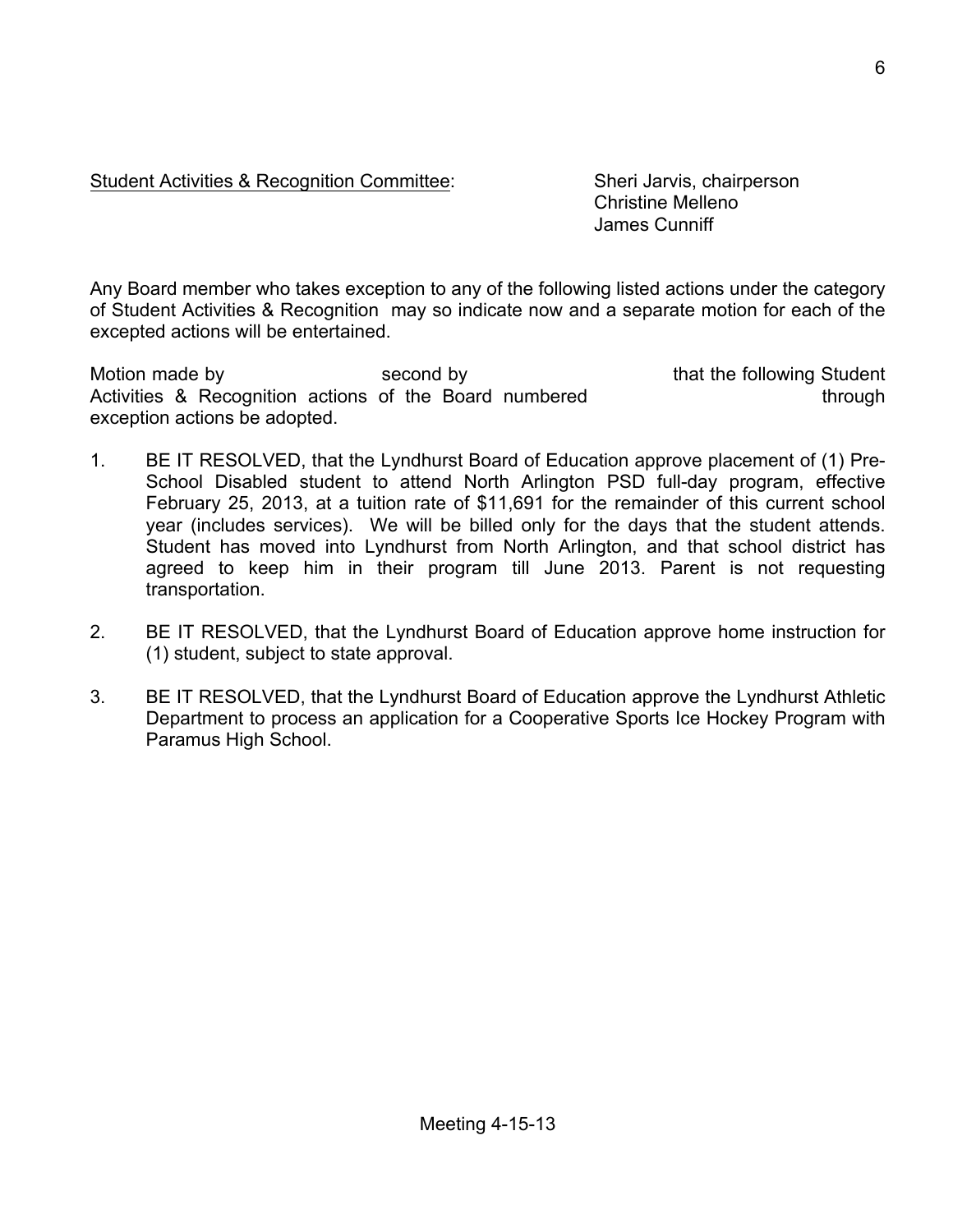Student Activities & Recognition Committee: Sheri Jarvis, chairperson
Christine Melleno
James Cunniff

Any Board member who takes exception to any of the following listed actions under the category of Student Activities & Recognition may so indicate now and a separate motion for each of the excepted actions will be entertained.

Motion made by second by that the following Student Activities & Recognition actions of the Board numbered through exception actions be adopted.

1. BE IT RESOLVED, that the Lyndhurst Board of Education approve placement of (1) Pre-School Disabled student to attend North Arlington PSD full-day program, effective February 25, 2013, at a tuition rate of $11,691 for the remainder of this current school year (includes services). We will be billed only for the days that the student attends. Student has moved into Lyndhurst from North Arlington, and that school district has agreed to keep him in their program till June 2013. Parent is not requesting transportation.

2. BE IT RESOLVED, that the Lyndhurst Board of Education approve home instruction for (1) student, subject to state approval.

3. BE IT RESOLVED, that the Lyndhurst Board of Education approve the Lyndhurst Athletic Department to process an application for a Cooperative Sports Ice Hockey Program with Paramus High School.

Meeting 4-15-13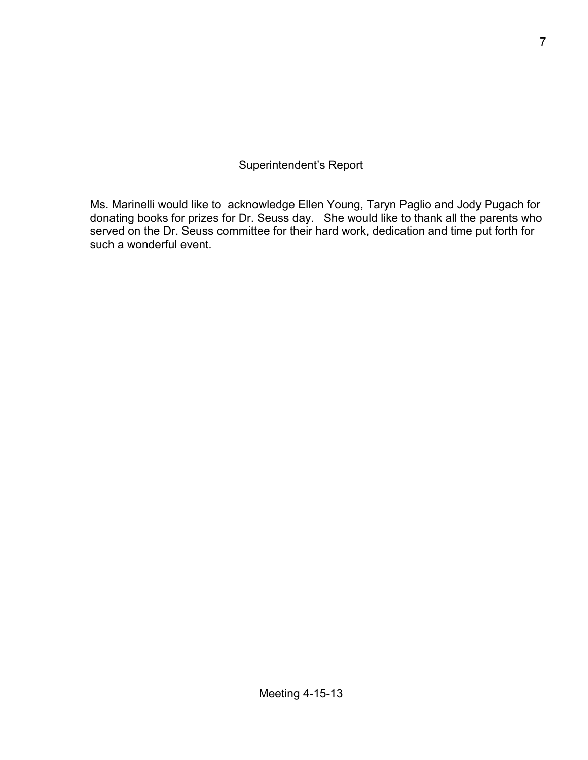## Superintendent's Report

Ms. Marinelli would like to acknowledge Ellen Young, Taryn Paglio and Jody Pugach for donating books for prizes for Dr. Seuss day. She would like to thank all the parents who served on the Dr. Seuss committee for their hard work, dedication and time put forth for such a wonderful event.